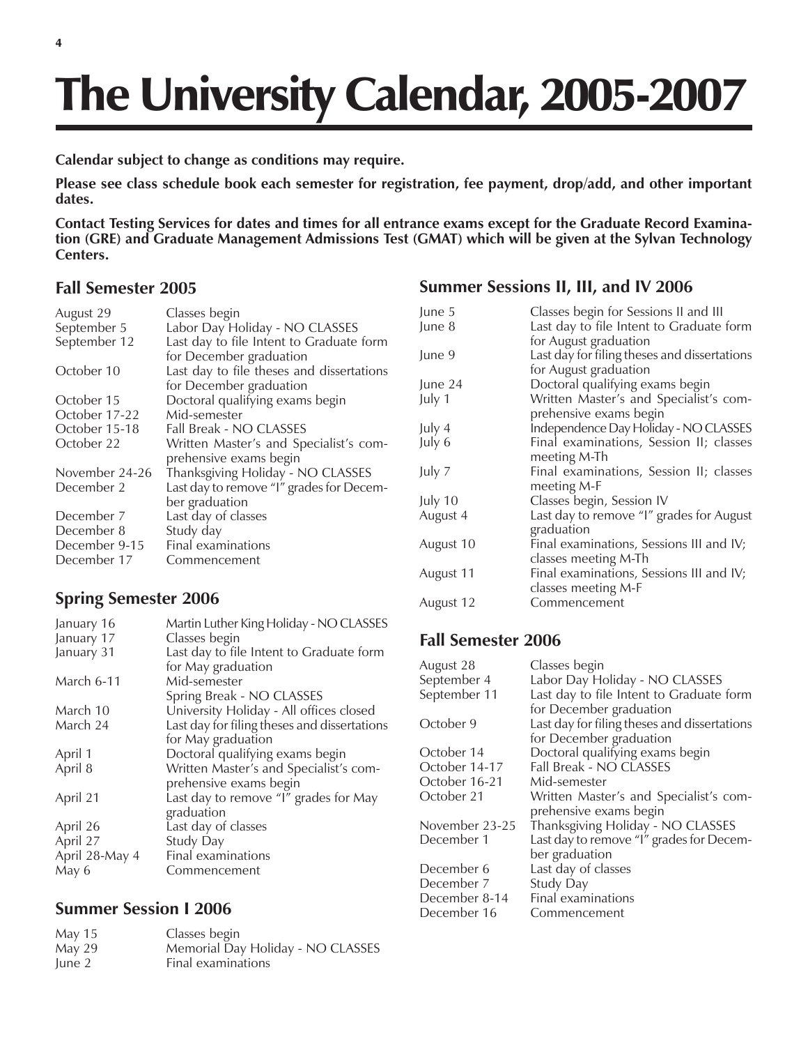# The University Calendar, 2005-2007

**Calendar subject to change as conditions may require.**

**Please see class schedule book each semester for registration, fee payment, drop/add, and other important dates.**

**Contact Testing Services for dates and times for all entrance exams except for the Graduate Record Examination (GRE) and Graduate Management Admissions Test (GMAT) which will be given at the Sylvan Technology Centers.**

## Fall Semester 2005

| | |
|---|---|
| August 29 | Classes begin |
| September 5 | Labor Day Holiday - NO CLASSES |
| September 12 | Last day to file Intent to Graduate form for December graduation |
| October 10 | Last day to file theses and dissertations for December graduation |
| October 15 | Doctoral qualifying exams begin |
| October 17-22 | Mid-semester |
| October 15-18 | Fall Break - NO CLASSES |
| October 22 | Written Master's and Specialist's comprehensive exams begin |
| November 24-26 | Thanksgiving Holiday - NO CLASSES |
| December 2 | Last day to remove "I" grades for December graduation |
| December 7 | Last day of classes |
| December 8 | Study day |
| December 9-15 | Final examinations |
| December 17 | Commencement |

## Spring Semester 2006

| | |
|---|---|
| January 16 | Martin Luther King Holiday - NO CLASSES |
| January 17 | Classes begin |
| January 31 | Last day to file Intent to Graduate form for May graduation |
| March 6-11 | Mid-semester<br>Spring Break - NO CLASSES |
| March 10 | University Holiday - All offices closed |
| March 24 | Last day for filing theses and dissertations for May graduation |
| April 1 | Doctoral qualifying exams begin |
| April 8 | Written Master's and Specialist's comprehensive exams begin |
| April 21 | Last day to remove "I" grades for May graduation |
| April 26 | Last day of classes |
| April 27 | Study Day |
| April 28-May 4 | Final examinations |
| May 6 | Commencement |

## Summer Session I 2006

| | |
|---|---|
| May 15 | Classes begin |
| May 29 | Memorial Day Holiday - NO CLASSES |
| June 2 | Final examinations |

## Summer Sessions II, III, and IV 2006

| | |
|---|---|
| June 5 | Classes begin for Sessions II and III |
| June 8 | Last day to file Intent to Graduate form for August graduation |
| June 9 | Last day for filing theses and dissertations for August graduation |
| June 24 | Doctoral qualifying exams begin |
| July 1 | Written Master's and Specialist's comprehensive exams begin |
| July 4 | Independence Day Holiday - NO CLASSES |
| July 6 | Final examinations, Session II; classes meeting M-Th |
| July 7 | Final examinations, Session II; classes meeting M-F |
| July 10 | Classes begin, Session IV |
| August 4 | Last day to remove "I" grades for August graduation |
| August 10 | Final examinations, Sessions III and IV; classes meeting M-Th |
| August 11 | Final examinations, Sessions III and IV; classes meeting M-F |
| August 12 | Commencement |

## Fall Semester 2006

| | |
|---|---|
| August 28 | Classes begin |
| September 4 | Labor Day Holiday - NO CLASSES |
| September 11 | Last day to file Intent to Graduate form for December graduation |
| October 9 | Last day for filing theses and dissertations for December graduation |
| October 14 | Doctoral qualifying exams begin |
| October 14-17 | Fall Break - NO CLASSES |
| October 16-21 | Mid-semester |
| October 21 | Written Master's and Specialist's comprehensive exams begin |
| November 23-25 | Thanksgiving Holiday - NO CLASSES |
| December 1 | Last day to remove "I" grades for December graduation |
| December 6 | Last day of classes |
| December 7 | Study Day |
| December 8-14 | Final examinations |
| December 16 | Commencement |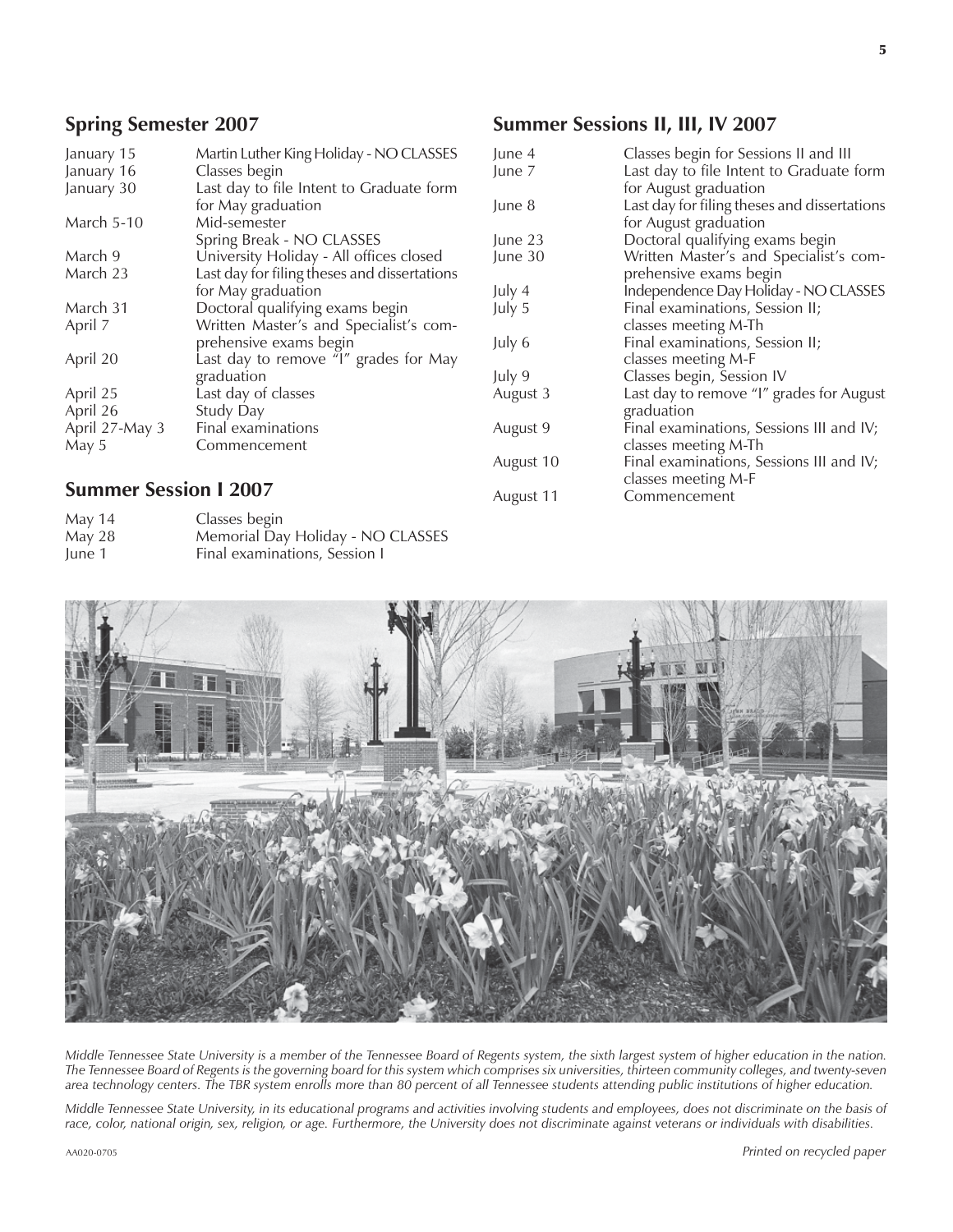## Spring Semester 2007

| | |
|---|---|
| January 15 | Martin Luther King Holiday - NO CLASSES |
| January 16 | Classes begin |
| January 30 | Last day to file Intent to Graduate form for May graduation |
| March 5-10 | Mid-semester Spring Break - NO CLASSES |
| March 9 | University Holiday - All offices closed |
| March 23 | Last day for filing theses and dissertations for May graduation |
| March 31 | Doctoral qualifying exams begin |
| April 7 | Written Master's and Specialist's comprehensive exams begin |
| April 20 | Last day to remove "I" grades for May graduation |
| April 25 | Last day of classes |
| April 26 | Study Day |
| April 27-May 3 | Final examinations |
| May 5 | Commencement |

## Summer Session I 2007

| | |
|---|---|
| May 14 | Classes begin |
| May 28 | Memorial Day Holiday - NO CLASSES |
| June 1 | Final examinations, Session I |

## Summer Sessions II, III, IV 2007

| | |
|---|---|
| June 4 | Classes begin for Sessions II and III |
| June 7 | Last day to file Intent to Graduate form for August graduation |
| June 8 | Last day for filing theses and dissertations for August graduation |
| June 23 | Doctoral qualifying exams begin |
| June 30 | Written Master's and Specialist's comprehensive exams begin |
| July 4 | Independence Day Holiday - NO CLASSES |
| July 5 | Final examinations, Session II; classes meeting M-Th |
| July 6 | Final examinations, Session II; classes meeting M-F |
| July 9 | Classes begin, Session IV |
| August 3 | Last day to remove "I" grades for August graduation |
| August 9 | Final examinations, Sessions III and IV; classes meeting M-Th |
| August 10 | Final examinations, Sessions III and IV; classes meeting M-F |
| August 11 | Commencement |

*Middle Tennessee State University is a member of the Tennessee Board of Regents system, the sixth largest system of higher education in the nation. The Tennessee Board of Regents is the governing board for this system which comprises six universities, thirteen community colleges, and twenty-seven area technology centers. The TBR system enrolls more than 80 percent of all Tennessee students attending public institutions of higher education.*

*Middle Tennessee State University, in its educational programs and activities involving students and employees, does not discriminate on the basis of race, color, national origin, sex, religion, or age. Furthermore, the University does not discriminate against veterans or individuals with disabilities.*

AA020-0705

*Printed on recycled paper*